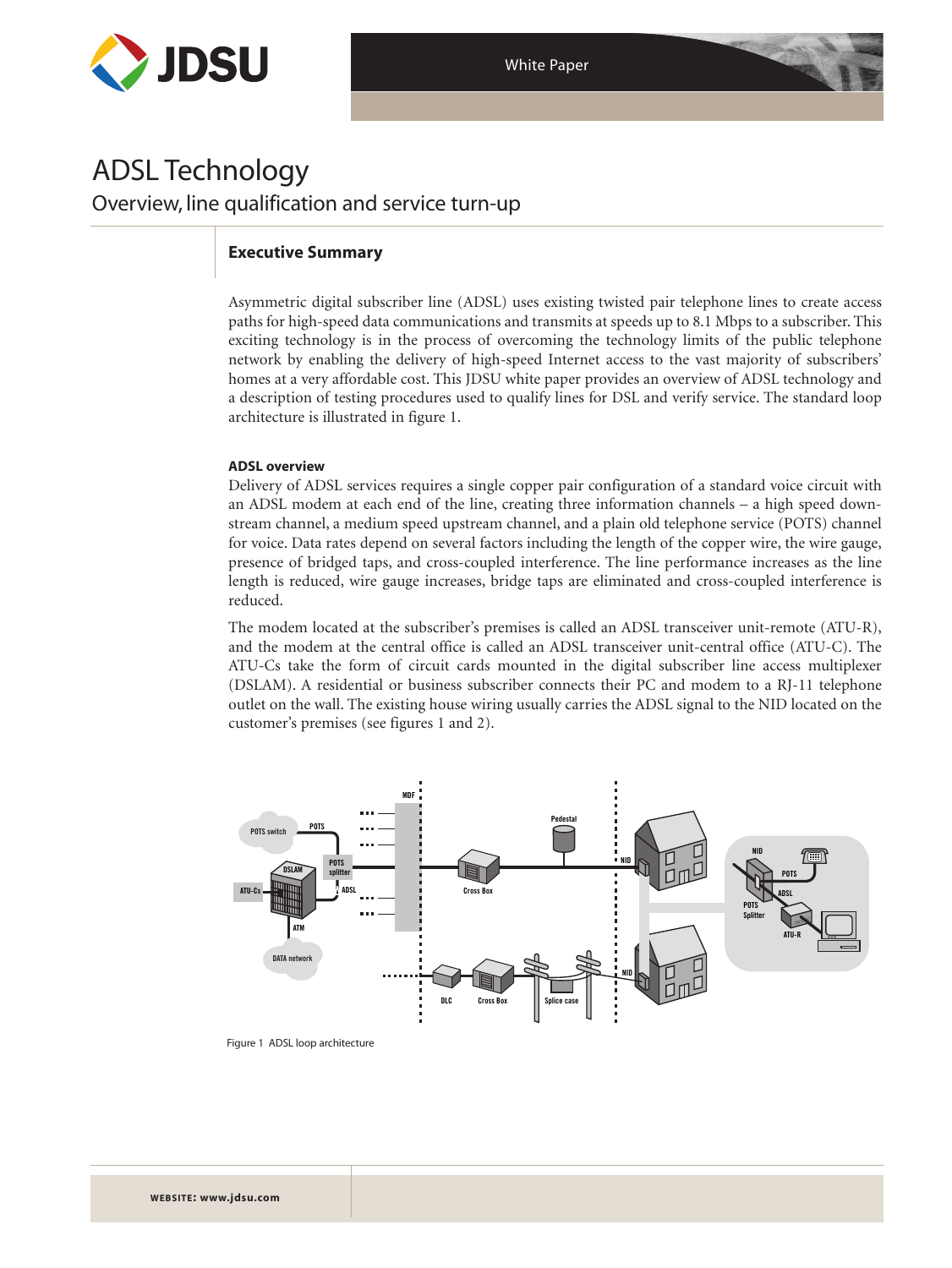White Paper

# ADSL Technology

## Overview, line qualification and service turn-up

### Executive Summary

Asymmetric digital subscriber line (ADSL) uses existing twisted pair telephone lines to create access paths for high-speed data communications and transmits at speeds up to 8.1 Mbps to a subscriber. This exciting technology is in the process of overcoming the technology limits of the public telephone network by enabling the delivery of high-speed Internet access to the vast majority of subscribers' homes at a very affordable cost. This JDSU white paper provides an overview of ADSL technology and a description of testing procedures used to qualify lines for DSL and verify service. The standard loop architecture is illustrated in figure 1.

#### ADSL overview

Delivery of ADSL services requires a single copper pair configuration of a standard voice circuit with an ADSL modem at each end of the line, creating three information channels – a high speed downstream channel, a medium speed upstream channel, and a plain old telephone service (POTS) channel for voice. Data rates depend on several factors including the length of the copper wire, the wire gauge, presence of bridged taps, and cross-coupled interference. The line performance increases as the line length is reduced, wire gauge increases, bridge taps are eliminated and cross-coupled interference is reduced.

The modem located at the subscriber's premises is called an ADSL transceiver unit-remote (ATU-R), and the modem at the central office is called an ADSL transceiver unit-central office (ATU-C). The ATU-Cs take the form of circuit cards mounted in the digital subscriber line access multiplexer (DSLAM). A residential or business subscriber connects their PC and modem to a RJ-11 telephone outlet on the wall. The existing house wiring usually carries the ADSL signal to the NID located on the customer's premises (see figures 1 and 2).

Figure 1 ADSL loop architecture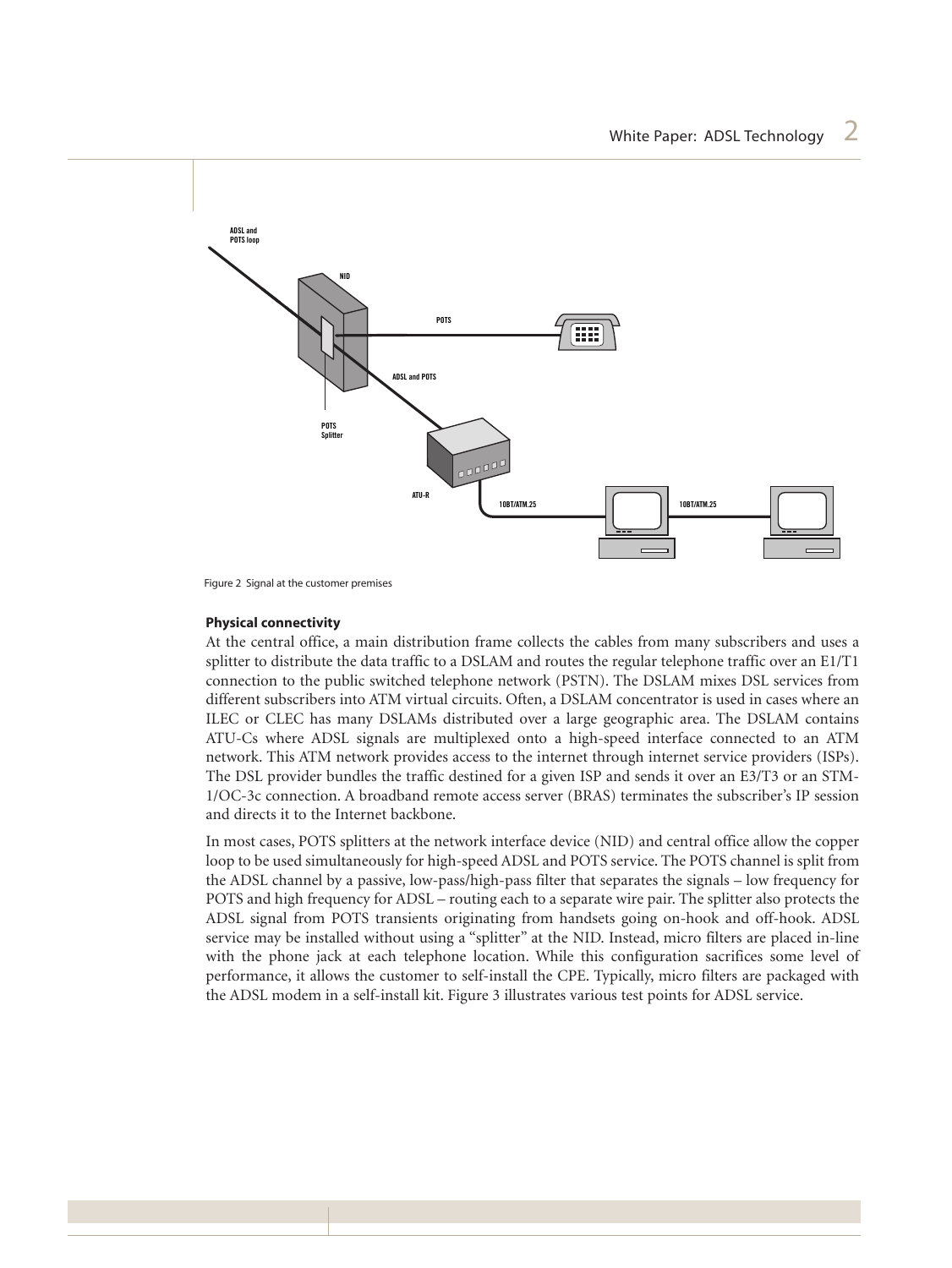Figure 2 Signal at the customer premises

**Physical connectivity**

At the central office, a main distribution frame collects the cables from many subscribers and uses a splitter to distribute the data traffic to a DSLAM and routes the regular telephone traffic over an E1/T1 connection to the public switched telephone network (PSTN). The DSLAM mixes DSL services from different subscribers into ATM virtual circuits. Often, a DSLAM concentrator is used in cases where an ILEC or CLEC has many DSLAMs distributed over a large geographic area. The DSLAM contains ATU-Cs where ADSL signals are multiplexed onto a high-speed interface connected to an ATM network. This ATM network provides access to the internet through internet service providers (ISPs). The DSL provider bundles the traffic destined for a given ISP and sends it over an E3/T3 or an STM-1/OC-3c connection. A broadband remote access server (BRAS) terminates the subscriber's IP session and directs it to the Internet backbone.

In most cases, POTS splitters at the network interface device (NID) and central office allow the copper loop to be used simultaneously for high-speed ADSL and POTS service. The POTS channel is split from the ADSL channel by a passive, low-pass/high-pass filter that separates the signals – low frequency for POTS and high frequency for ADSL – routing each to a separate wire pair. The splitter also protects the ADSL signal from POTS transients originating from handsets going on-hook and off-hook. ADSL service may be installed without using a "splitter" at the NID. Instead, micro filters are placed in-line with the phone jack at each telephone location. While this configuration sacrifices some level of performance, it allows the customer to self-install the CPE. Typically, micro filters are packaged with the ADSL modem in a self-install kit. Figure 3 illustrates various test points for ADSL service.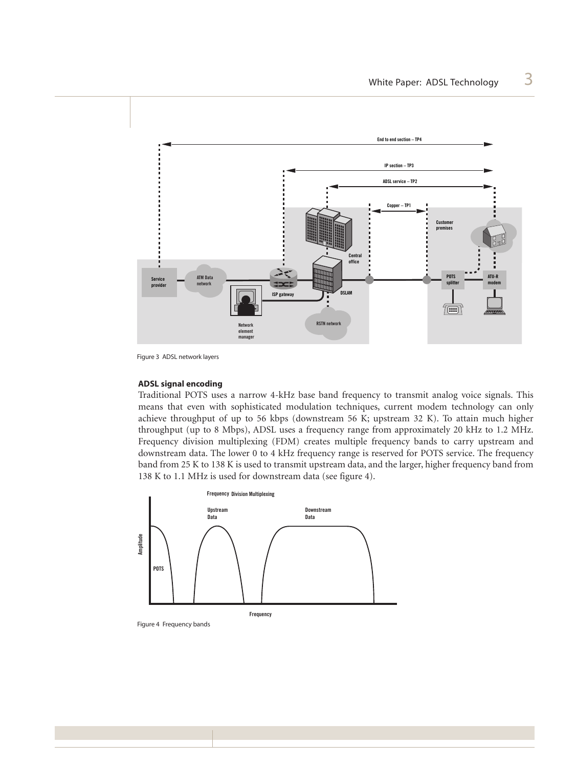Figure 3  ADSL network layers

### ADSL signal encoding

Traditional POTS uses a narrow 4-kHz base band frequency to transmit analog voice signals. This means that even with sophisticated modulation techniques, current modem technology can only achieve throughput of up to 56 kbps (downstream 56 K; upstream 32 K). To attain much higher throughput (up to 8 Mbps), ADSL uses a frequency range from approximately 20 kHz to 1.2 MHz. Frequency division multiplexing (FDM) creates multiple frequency bands to carry upstream and downstream data. The lower 0 to 4 kHz frequency range is reserved for POTS service. The frequency band from 25 K to 138 K is used to transmit upstream data, and the larger, higher frequency band from 138 K to 1.1 MHz is used for downstream data (see figure 4).

Figure 4  Frequency bands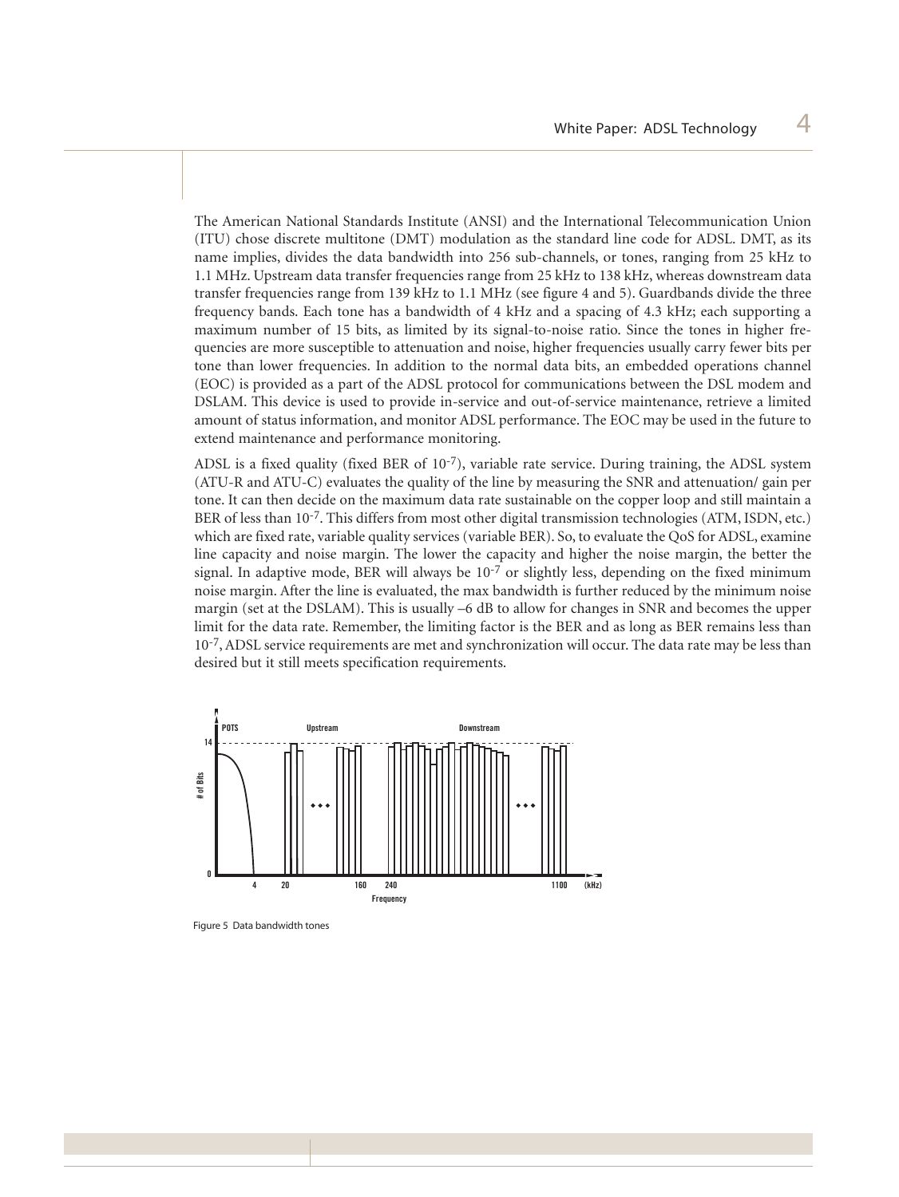The American National Standards Institute (ANSI) and the International Telecommunication Union (ITU) chose discrete multitone (DMT) modulation as the standard line code for ADSL. DMT, as its name implies, divides the data bandwidth into 256 sub-channels, or tones, ranging from 25 kHz to 1.1 MHz. Upstream data transfer frequencies range from 25 kHz to 138 kHz, whereas downstream data transfer frequencies range from 139 kHz to 1.1 MHz (see figure 4 and 5). Guardbands divide the three frequency bands. Each tone has a bandwidth of 4 kHz and a spacing of 4.3 kHz; each supporting a maximum number of 15 bits, as limited by its signal-to-noise ratio. Since the tones in higher frequencies are more susceptible to attenuation and noise, higher frequencies usually carry fewer bits per tone than lower frequencies. In addition to the normal data bits, an embedded operations channel (EOC) is provided as a part of the ADSL protocol for communications between the DSL modem and DSLAM. This device is used to provide in-service and out-of-service maintenance, retrieve a limited amount of status information, and monitor ADSL performance. The EOC may be used in the future to extend maintenance and performance monitoring.

ADSL is a fixed quality (fixed BER of $10^{-7}$), variable rate service. During training, the ADSL system (ATU-R and ATU-C) evaluates the quality of the line by measuring the SNR and attenuation/ gain per tone. It can then decide on the maximum data rate sustainable on the copper loop and still maintain a BER of less than $10^{-7}$. This differs from most other digital transmission technologies (ATM, ISDN, etc.) which are fixed rate, variable quality services (variable BER). So, to evaluate the QoS for ADSL, examine line capacity and noise margin. The lower the capacity and higher the noise margin, the better the signal. In adaptive mode, BER will always be $10^{-7}$ or slightly less, depending on the fixed minimum noise margin. After the line is evaluated, the max bandwidth is further reduced by the minimum noise margin (set at the DSLAM). This is usually –6 dB to allow for changes in SNR and becomes the upper limit for the data rate. Remember, the limiting factor is the BER and as long as BER remains less than $10^{-7}$, ADSL service requirements are met and synchronization will occur. The data rate may be less than desired but it still meets specification requirements.

Figure 5 Data bandwidth tones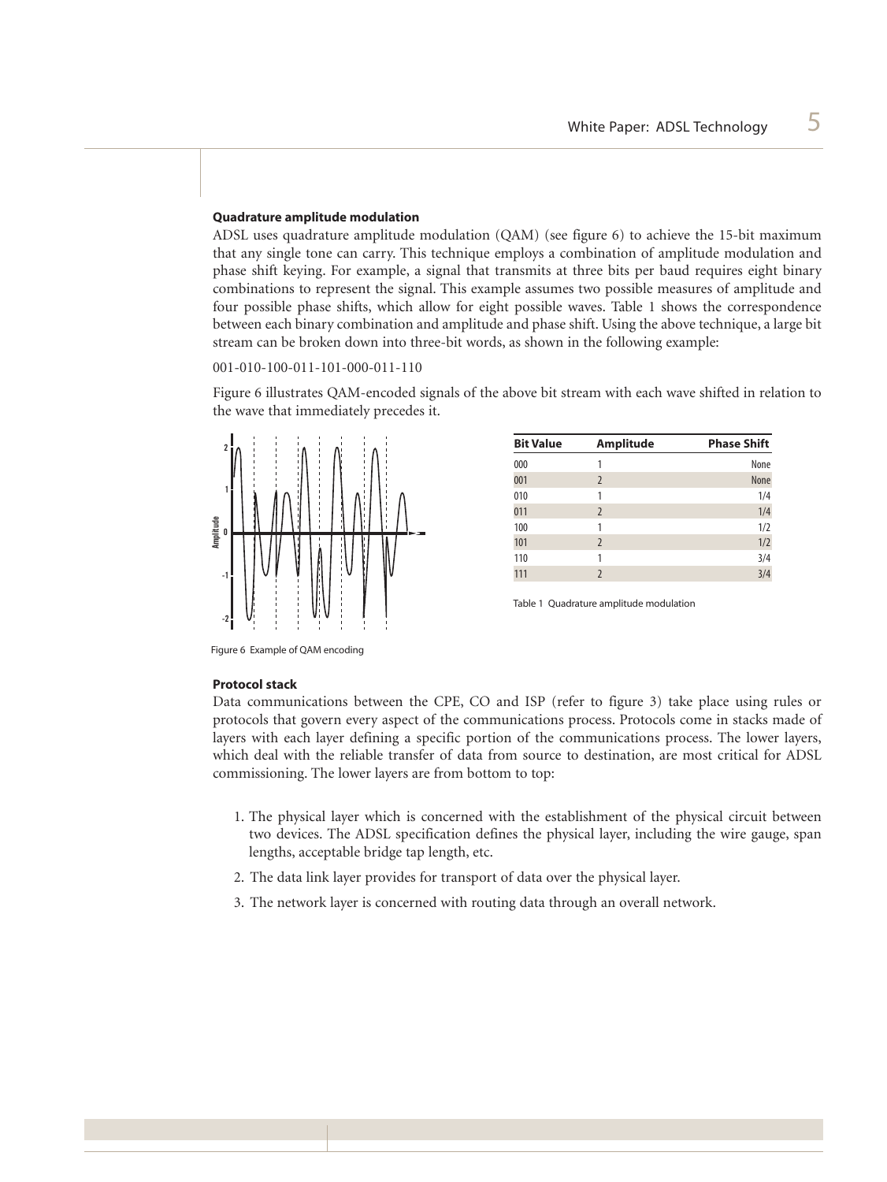**Quadrature amplitude modulation**

ADSL uses quadrature amplitude modulation (QAM) (see figure 6) to achieve the 15-bit maximum that any single tone can carry. This technique employs a combination of amplitude modulation and phase shift keying. For example, a signal that transmits at three bits per baud requires eight binary combinations to represent the signal. This example assumes two possible measures of amplitude and four possible phase shifts, which allow for eight possible waves. Table 1 shows the correspondence between each binary combination and amplitude and phase shift. Using the above technique, a large bit stream can be broken down into three-bit words, as shown in the following example:

001-010-100-011-101-000-011-110

Figure 6 illustrates QAM-encoded signals of the above bit stream with each wave shifted in relation to the wave that immediately precedes it.

Figure 6 Example of QAM encoding

| Bit Value | Amplitude | Phase Shift |
|---|---|---|
| 000 | 1 | None |
| 001 | 2 | None |
| 010 | 1 | 1/4 |
| 011 | 2 | 1/4 |
| 100 | 1 | 1/2 |
| 101 | 2 | 1/2 |
| 110 | 1 | 3/4 |
| 111 | 2 | 3/4 |

Table 1 Quadrature amplitude modulation

**Protocol stack**

Data communications between the CPE, CO and ISP (refer to figure 3) take place using rules or protocols that govern every aspect of the communications process. Protocols come in stacks made of layers with each layer defining a specific portion of the communications process. The lower layers, which deal with the reliable transfer of data from source to destination, are most critical for ADSL commissioning. The lower layers are from bottom to top:

1. The physical layer which is concerned with the establishment of the physical circuit between two devices. The ADSL specification defines the physical layer, including the wire gauge, span lengths, acceptable bridge tap length, etc.
2. The data link layer provides for transport of data over the physical layer.
3. The network layer is concerned with routing data through an overall network.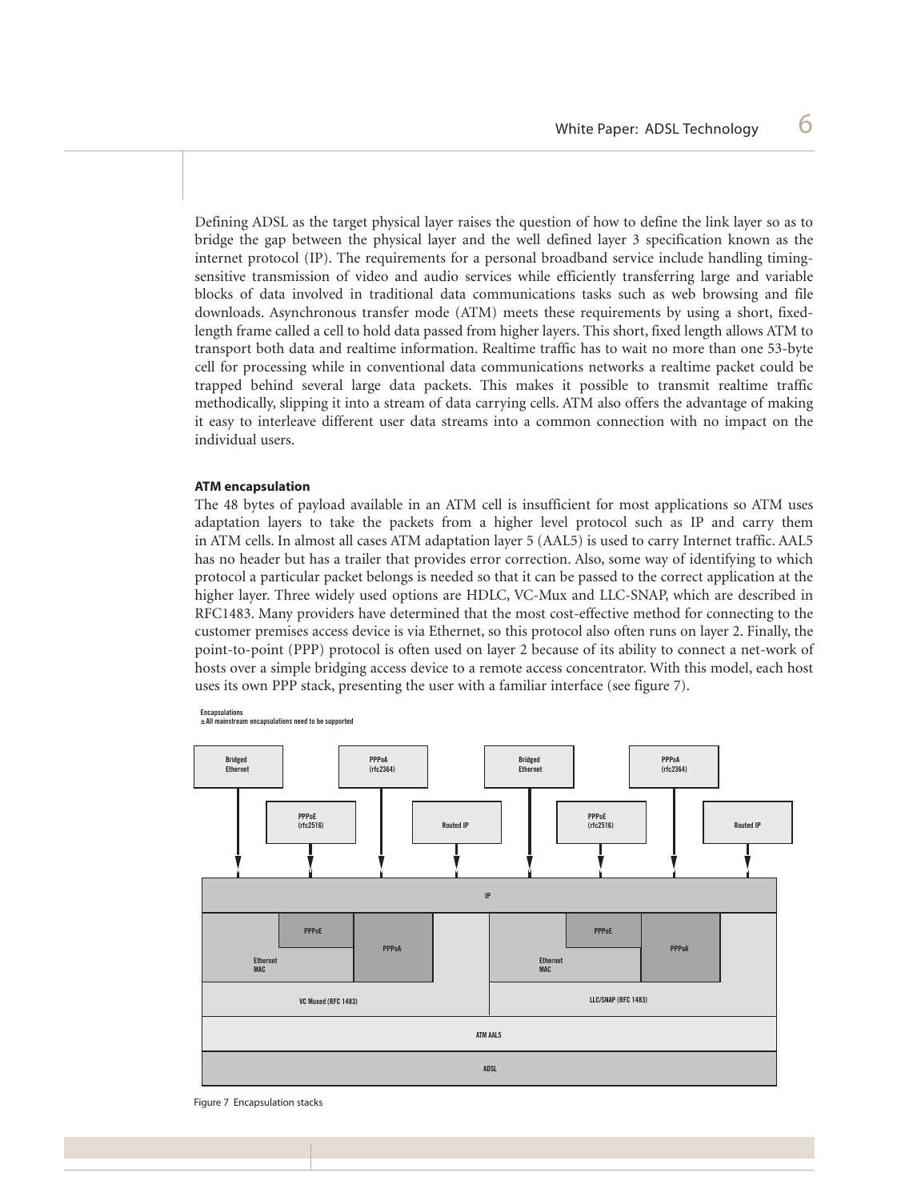Defining ADSL as the target physical layer raises the question of how to define the link layer so as to bridge the gap between the physical layer and the well defined layer 3 specification known as the internet protocol (IP). The requirements for a personal broadband service include handling timing-sensitive transmission of video and audio services while efficiently transferring large and variable blocks of data involved in traditional data communications tasks such as web browsing and file downloads. Asynchronous transfer mode (ATM) meets these requirements by using a short, fixed-length frame called a cell to hold data passed from higher layers. This short, fixed length allows ATM to transport both data and realtime information. Realtime traffic has to wait no more than one 53-byte cell for processing while in conventional data communications networks a realtime packet could be trapped behind several large data packets. This makes it possible to transmit realtime traffic methodically, slipping it into a stream of data carrying cells. ATM also offers the advantage of making it easy to interleave different user data streams into a common connection with no impact on the individual users.

**ATM encapsulation**

The 48 bytes of payload available in an ATM cell is insufficient for most applications so ATM uses adaptation layers to take the packets from a higher level protocol such as IP and carry them in ATM cells. In almost all cases ATM adaptation layer 5 (AAL5) is used to carry Internet traffic. AAL5 has no header but has a trailer that provides error correction. Also, some way of identifying to which protocol a particular packet belongs is needed so that it can be passed to the correct application at the higher layer. Three widely used options are HDLC, VC-Mux and LLC-SNAP, which are described in RFC1483. Many providers have determined that the most cost-effective method for connecting to the customer premises access device is via Ethernet, so this protocol also often runs on layer 2. Finally, the point-to-point (PPP) protocol is often used on layer 2 because of its ability to connect a net-work of hosts over a simple bridging access device to a remote access concentrator. With this model, each host uses its own PPP stack, presenting the user with a familiar interface (see figure 7).

Figure 7 Encapsulation stacks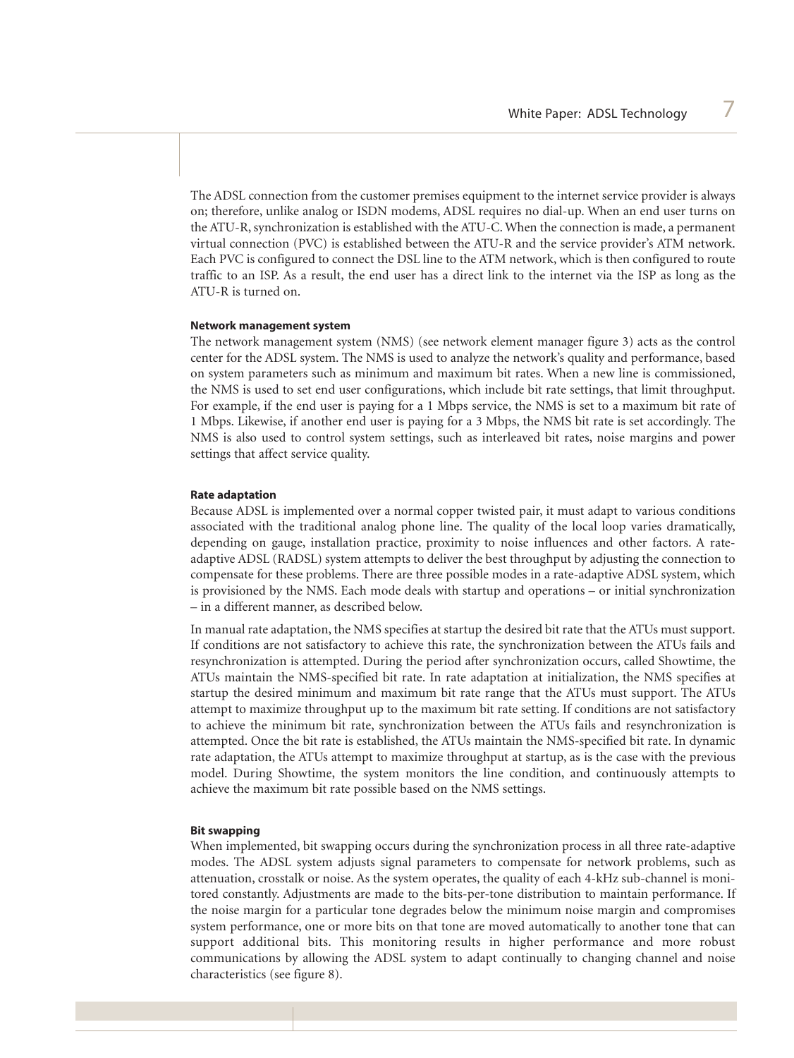The ADSL connection from the customer premises equipment to the internet service provider is always on; therefore, unlike analog or ISDN modems, ADSL requires no dial-up. When an end user turns on the ATU-R, synchronization is established with the ATU-C. When the connection is made, a permanent virtual connection (PVC) is established between the ATU-R and the service provider's ATM network. Each PVC is configured to connect the DSL line to the ATM network, which is then configured to route traffic to an ISP. As a result, the end user has a direct link to the internet via the ISP as long as the ATU-R is turned on.

#### Network management system

The network management system (NMS) (see network element manager figure 3) acts as the control center for the ADSL system. The NMS is used to analyze the network's quality and performance, based on system parameters such as minimum and maximum bit rates. When a new line is commissioned, the NMS is used to set end user configurations, which include bit rate settings, that limit throughput. For example, if the end user is paying for a 1 Mbps service, the NMS is set to a maximum bit rate of 1 Mbps. Likewise, if another end user is paying for a 3 Mbps, the NMS bit rate is set accordingly. The NMS is also used to control system settings, such as interleaved bit rates, noise margins and power settings that affect service quality.

#### Rate adaptation

Because ADSL is implemented over a normal copper twisted pair, it must adapt to various conditions associated with the traditional analog phone line. The quality of the local loop varies dramatically, depending on gauge, installation practice, proximity to noise influences and other factors. A rate-adaptive ADSL (RADSL) system attempts to deliver the best throughput by adjusting the connection to compensate for these problems. There are three possible modes in a rate-adaptive ADSL system, which is provisioned by the NMS. Each mode deals with startup and operations – or initial synchronization – in a different manner, as described below.

In manual rate adaptation, the NMS specifies at startup the desired bit rate that the ATUs must support. If conditions are not satisfactory to achieve this rate, the synchronization between the ATUs fails and resynchronization is attempted. During the period after synchronization occurs, called Showtime, the ATUs maintain the NMS-specified bit rate. In rate adaptation at initialization, the NMS specifies at startup the desired minimum and maximum bit rate range that the ATUs must support. The ATUs attempt to maximize throughput up to the maximum bit rate setting. If conditions are not satisfactory to achieve the minimum bit rate, synchronization between the ATUs fails and resynchronization is attempted. Once the bit rate is established, the ATUs maintain the NMS-specified bit rate. In dynamic rate adaptation, the ATUs attempt to maximize throughput at startup, as is the case with the previous model. During Showtime, the system monitors the line condition, and continuously attempts to achieve the maximum bit rate possible based on the NMS settings.

#### Bit swapping

When implemented, bit swapping occurs during the synchronization process in all three rate-adaptive modes. The ADSL system adjusts signal parameters to compensate for network problems, such as attenuation, crosstalk or noise. As the system operates, the quality of each 4-kHz sub-channel is monitored constantly. Adjustments are made to the bits-per-tone distribution to maintain performance. If the noise margin for a particular tone degrades below the minimum noise margin and compromises system performance, one or more bits on that tone are moved automatically to another tone that can support additional bits. This monitoring results in higher performance and more robust communications by allowing the ADSL system to adapt continually to changing channel and noise characteristics (see figure 8).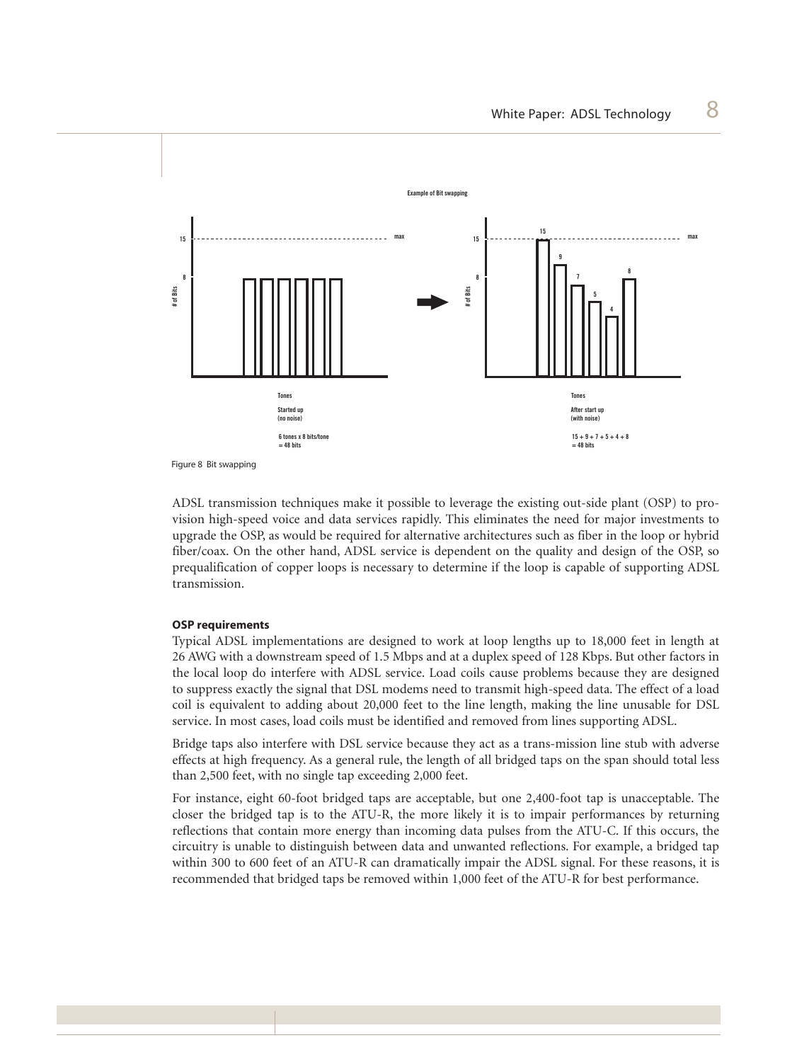Figure 8 Bit swapping

ADSL transmission techniques make it possible to leverage the existing out-side plant (OSP) to provision high-speed voice and data services rapidly. This eliminates the need for major investments to upgrade the OSP, as would be required for alternative architectures such as fiber in the loop or hybrid fiber/coax. On the other hand, ADSL service is dependent on the quality and design of the OSP, so prequalification of copper loops is necessary to determine if the loop is capable of supporting ADSL transmission.

**OSP requirements**

Typical ADSL implementations are designed to work at loop lengths up to 18,000 feet in length at 26 AWG with a downstream speed of 1.5 Mbps and at a duplex speed of 128 Kbps. But other factors in the local loop do interfere with ADSL service. Load coils cause problems because they are designed to suppress exactly the signal that DSL modems need to transmit high-speed data. The effect of a load coil is equivalent to adding about 20,000 feet to the line length, making the line unusable for DSL service. In most cases, load coils must be identified and removed from lines supporting ADSL.

Bridge taps also interfere with DSL service because they act as a trans-mission line stub with adverse effects at high frequency. As a general rule, the length of all bridged taps on the span should total less than 2,500 feet, with no single tap exceeding 2,000 feet.

For instance, eight 60-foot bridged taps are acceptable, but one 2,400-foot tap is unacceptable. The closer the bridged tap is to the ATU-R, the more likely it is to impair performances by returning reflections that contain more energy than incoming data pulses from the ATU-C. If this occurs, the circuitry is unable to distinguish between data and unwanted reflections. For example, a bridged tap within 300 to 600 feet of an ATU-R can dramatically impair the ADSL signal. For these reasons, it is recommended that bridged taps be removed within 1,000 feet of the ATU-R for best performance.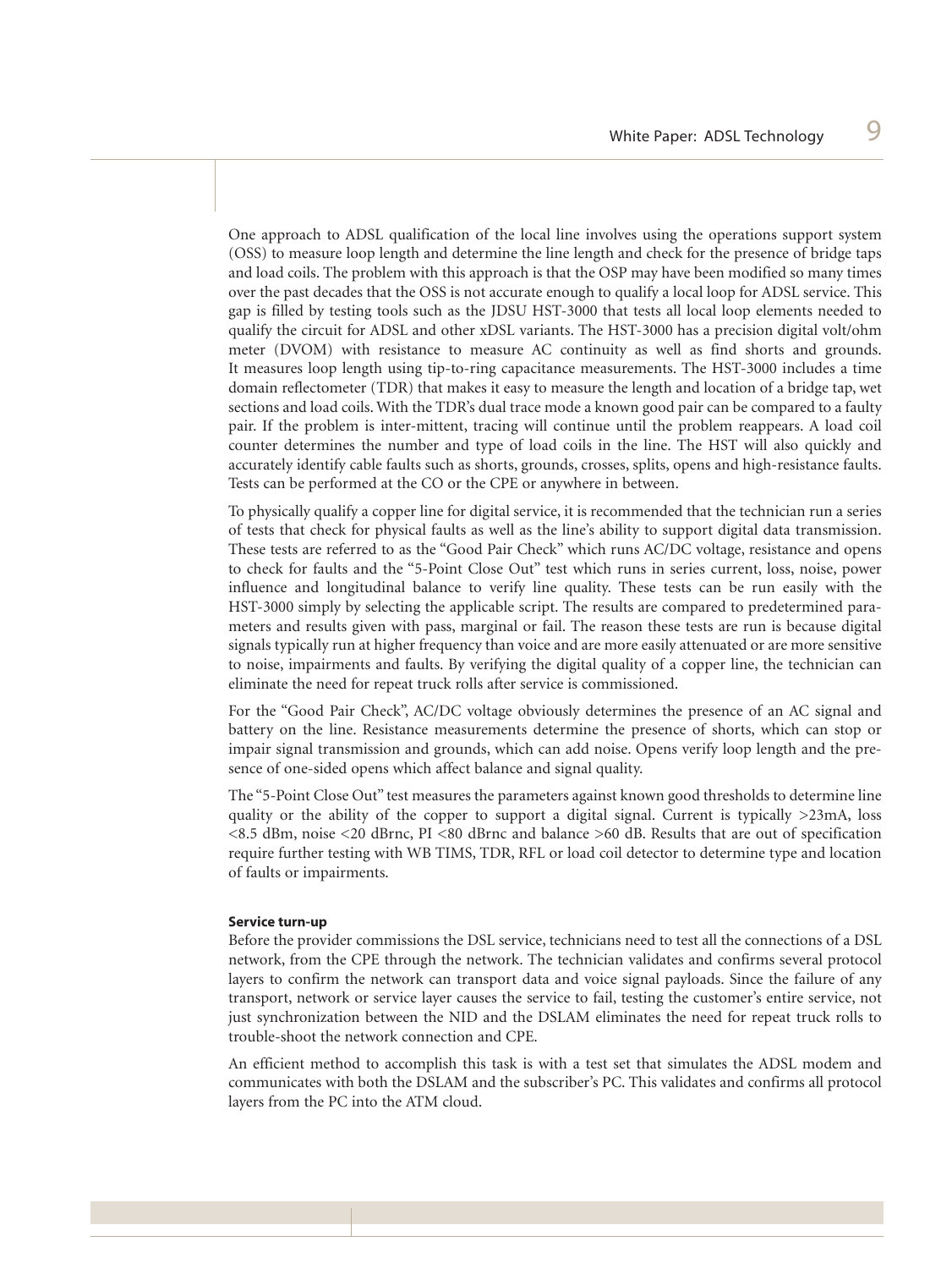One approach to ADSL qualification of the local line involves using the operations support system (OSS) to measure loop length and determine the line length and check for the presence of bridge taps and load coils. The problem with this approach is that the OSP may have been modified so many times over the past decades that the OSS is not accurate enough to qualify a local loop for ADSL service. This gap is filled by testing tools such as the JDSU HST-3000 that tests all local loop elements needed to qualify the circuit for ADSL and other xDSL variants. The HST-3000 has a precision digital volt/ohm meter (DVOM) with resistance to measure AC continuity as well as find shorts and grounds. It measures loop length using tip-to-ring capacitance measurements. The HST-3000 includes a time domain reflectometer (TDR) that makes it easy to measure the length and location of a bridge tap, wet sections and load coils. With the TDR's dual trace mode a known good pair can be compared to a faulty pair. If the problem is inter-mittent, tracing will continue until the problem reappears. A load coil counter determines the number and type of load coils in the line. The HST will also quickly and accurately identify cable faults such as shorts, grounds, crosses, splits, opens and high-resistance faults. Tests can be performed at the CO or the CPE or anywhere in between.

To physically qualify a copper line for digital service, it is recommended that the technician run a series of tests that check for physical faults as well as the line's ability to support digital data transmission. These tests are referred to as the "Good Pair Check" which runs AC/DC voltage, resistance and opens to check for faults and the "5-Point Close Out" test which runs in series current, loss, noise, power influence and longitudinal balance to verify line quality. These tests can be run easily with the HST-3000 simply by selecting the applicable script. The results are compared to predetermined parameters and results given with pass, marginal or fail. The reason these tests are run is because digital signals typically run at higher frequency than voice and are more easily attenuated or are more sensitive to noise, impairments and faults. By verifying the digital quality of a copper line, the technician can eliminate the need for repeat truck rolls after service is commissioned.

For the "Good Pair Check", AC/DC voltage obviously determines the presence of an AC signal and battery on the line. Resistance measurements determine the presence of shorts, which can stop or impair signal transmission and grounds, which can add noise. Opens verify loop length and the presence of one-sided opens which affect balance and signal quality.

The "5-Point Close Out" test measures the parameters against known good thresholds to determine line quality or the ability of the copper to support a digital signal. Current is typically >23mA, loss <8.5 dBm, noise <20 dBrnc, PI <80 dBrnc and balance >60 dB. Results that are out of specification require further testing with WB TIMS, TDR, RFL or load coil detector to determine type and location of faults or impairments.

**Service turn-up**

Before the provider commissions the DSL service, technicians need to test all the connections of a DSL network, from the CPE through the network. The technician validates and confirms several protocol layers to confirm the network can transport data and voice signal payloads. Since the failure of any transport, network or service layer causes the service to fail, testing the customer's entire service, not just synchronization between the NID and the DSLAM eliminates the need for repeat truck rolls to trouble-shoot the network connection and CPE.

An efficient method to accomplish this task is with a test set that simulates the ADSL modem and communicates with both the DSLAM and the subscriber's PC. This validates and confirms all protocol layers from the PC into the ATM cloud.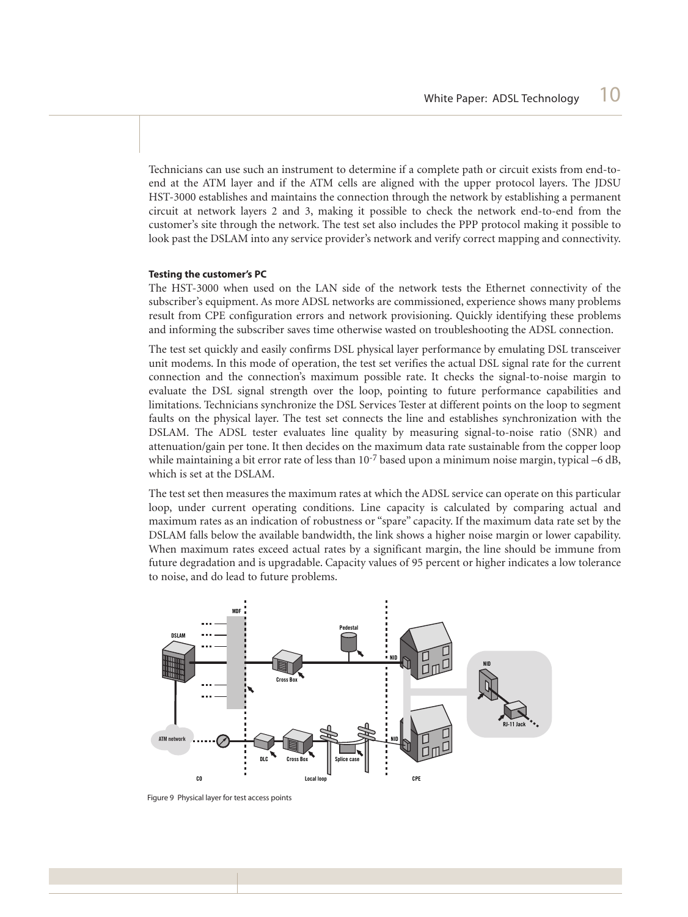Technicians can use such an instrument to determine if a complete path or circuit exists from end-to-end at the ATM layer and if the ATM cells are aligned with the upper protocol layers. The JDSU HST-3000 establishes and maintains the connection through the network by establishing a permanent circuit at network layers 2 and 3, making it possible to check the network end-to-end from the customer's site through the network. The test set also includes the PPP protocol making it possible to look past the DSLAM into any service provider's network and verify correct mapping and connectivity.

**Testing the customer's PC**

The HST-3000 when used on the LAN side of the network tests the Ethernet connectivity of the subscriber's equipment. As more ADSL networks are commissioned, experience shows many problems result from CPE configuration errors and network provisioning. Quickly identifying these problems and informing the subscriber saves time otherwise wasted on troubleshooting the ADSL connection.

The test set quickly and easily confirms DSL physical layer performance by emulating DSL transceiver unit modems. In this mode of operation, the test set verifies the actual DSL signal rate for the current connection and the connection's maximum possible rate. It checks the signal-to-noise margin to evaluate the DSL signal strength over the loop, pointing to future performance capabilities and limitations. Technicians synchronize the DSL Services Tester at different points on the loop to segment faults on the physical layer. The test set connects the line and establishes synchronization with the DSLAM. The ADSL tester evaluates line quality by measuring signal-to-noise ratio (SNR) and attenuation/gain per tone. It then decides on the maximum data rate sustainable from the copper loop while maintaining a bit error rate of less than $10^{-7}$ based upon a minimum noise margin, typical –6 dB, which is set at the DSLAM.

The test set then measures the maximum rates at which the ADSL service can operate on this particular loop, under current operating conditions. Line capacity is calculated by comparing actual and maximum rates as an indication of robustness or "spare" capacity. If the maximum data rate set by the DSLAM falls below the available bandwidth, the link shows a higher noise margin or lower capability. When maximum rates exceed actual rates by a significant margin, the line should be immune from future degradation and is upgradable. Capacity values of 95 percent or higher indicates a low tolerance to noise, and do lead to future problems.

Figure 9 Physical layer for test access points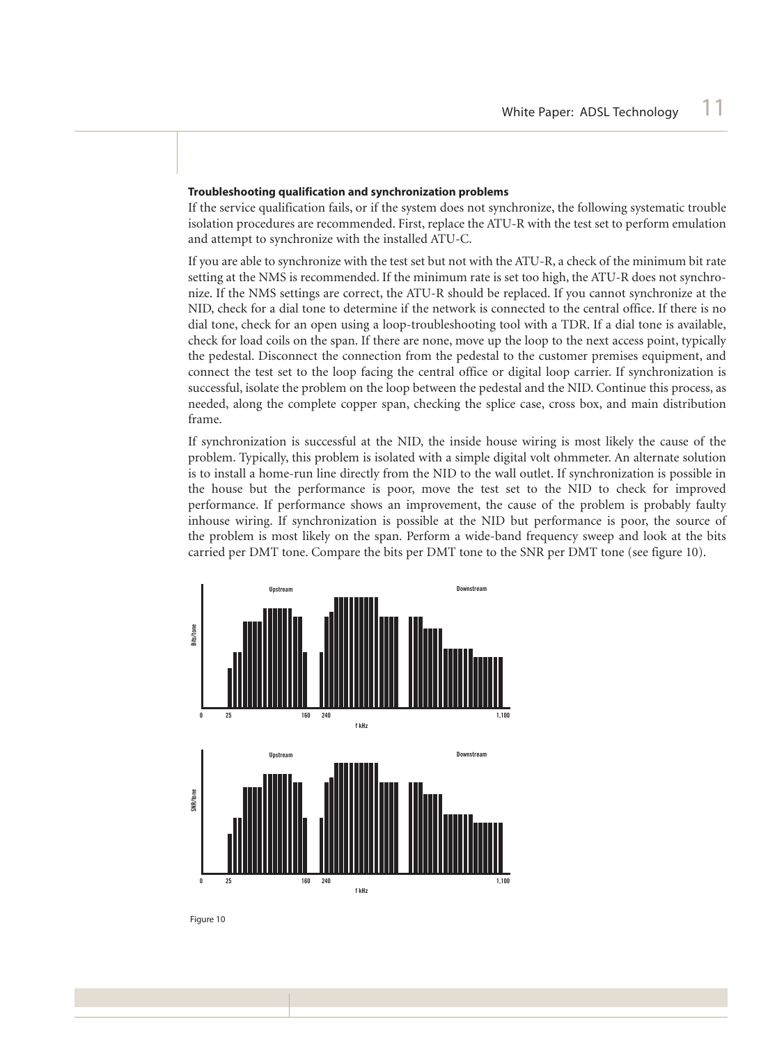**Troubleshooting qualification and synchronization problems**

If the service qualification fails, or if the system does not synchronize, the following systematic trouble isolation procedures are recommended. First, replace the ATU-R with the test set to perform emulation and attempt to synchronize with the installed ATU-C.

If you are able to synchronize with the test set but not with the ATU-R, a check of the minimum bit rate setting at the NMS is recommended. If the minimum rate is set too high, the ATU-R does not synchronize. If the NMS settings are correct, the ATU-R should be replaced. If you cannot synchronize at the NID, check for a dial tone to determine if the network is connected to the central office. If there is no dial tone, check for an open using a loop-troubleshooting tool with a TDR. If a dial tone is available, check for load coils on the span. If there are none, move up the loop to the next access point, typically the pedestal. Disconnect the connection from the pedestal to the customer premises equipment, and connect the test set to the loop facing the central office or digital loop carrier. If synchronization is successful, isolate the problem on the loop between the pedestal and the NID. Continue this process, as needed, along the complete copper span, checking the splice case, cross box, and main distribution frame.

If synchronization is successful at the NID, the inside house wiring is most likely the cause of the problem. Typically, this problem is isolated with a simple digital volt ohmmeter. An alternate solution is to install a home-run line directly from the NID to the wall outlet. If synchronization is possible in the house but the performance is poor, move the test set to the NID to check for improved performance. If performance shows an improvement, the cause of the problem is probably faulty inhouse wiring. If synchronization is possible at the NID but performance is poor, the source of the problem is most likely on the span. Perform a wide-band frequency sweep and look at the bits carried per DMT tone. Compare the bits per DMT tone to the SNR per DMT tone (see figure 10).

Figure 10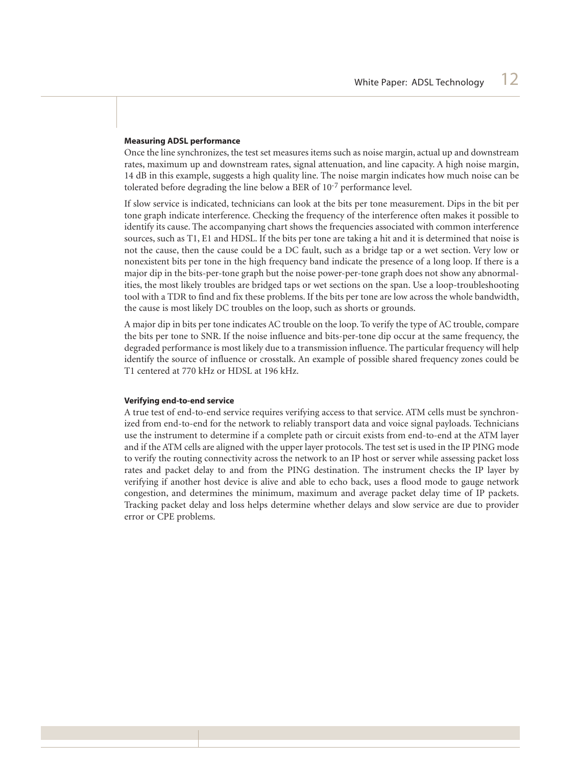#### Measuring ADSL performance

Once the line synchronizes, the test set measures items such as noise margin, actual up and downstream rates, maximum up and downstream rates, signal attenuation, and line capacity. A high noise margin, 14 dB in this example, suggests a high quality line. The noise margin indicates how much noise can be tolerated before degrading the line below a BER of $10^{-7}$ performance level.

If slow service is indicated, technicians can look at the bits per tone measurement. Dips in the bit per tone graph indicate interference. Checking the frequency of the interference often makes it possible to identify its cause. The accompanying chart shows the frequencies associated with common interference sources, such as T1, E1 and HDSL. If the bits per tone are taking a hit and it is determined that noise is not the cause, then the cause could be a DC fault, such as a bridge tap or a wet section. Very low or nonexistent bits per tone in the high frequency band indicate the presence of a long loop. If there is a major dip in the bits-per-tone graph but the noise power-per-tone graph does not show any abnormalities, the most likely troubles are bridged taps or wet sections on the span. Use a loop-troubleshooting tool with a TDR to find and fix these problems. If the bits per tone are low across the whole bandwidth, the cause is most likely DC troubles on the loop, such as shorts or grounds.

A major dip in bits per tone indicates AC trouble on the loop. To verify the type of AC trouble, compare the bits per tone to SNR. If the noise influence and bits-per-tone dip occur at the same frequency, the degraded performance is most likely due to a transmission influence. The particular frequency will help identify the source of influence or crosstalk. An example of possible shared frequency zones could be T1 centered at 770 kHz or HDSL at 196 kHz.

#### Verifying end-to-end service

A true test of end-to-end service requires verifying access to that service. ATM cells must be synchronized from end-to-end for the network to reliably transport data and voice signal payloads. Technicians use the instrument to determine if a complete path or circuit exists from end-to-end at the ATM layer and if the ATM cells are aligned with the upper layer protocols. The test set is used in the IP PING mode to verify the routing connectivity across the network to an IP host or server while assessing packet loss rates and packet delay to and from the PING destination. The instrument checks the IP layer by verifying if another host device is alive and able to echo back, uses a flood mode to gauge network congestion, and determines the minimum, maximum and average packet delay time of IP packets. Tracking packet delay and loss helps determine whether delays and slow service are due to provider error or CPE problems.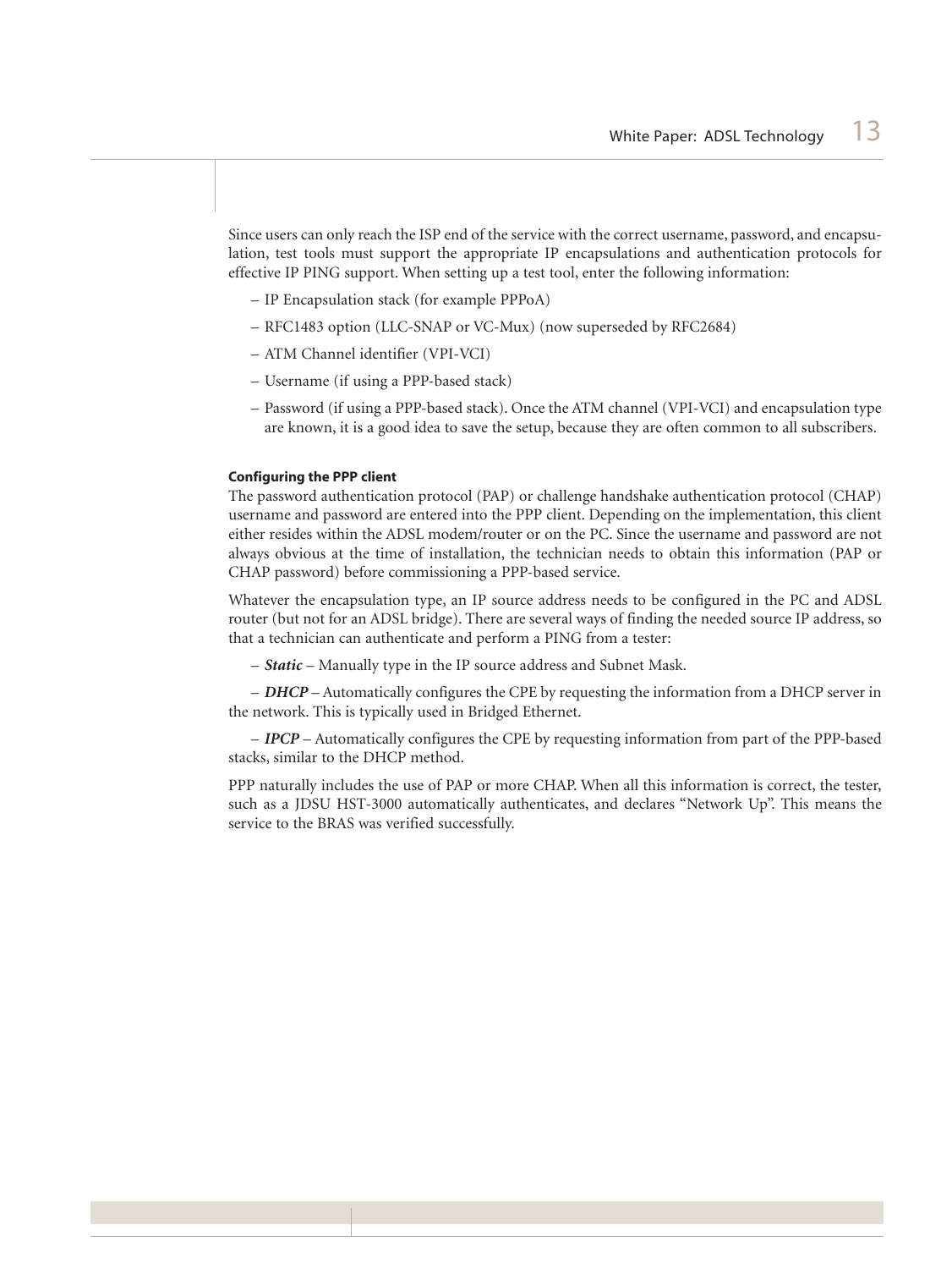Since users can only reach the ISP end of the service with the correct username, password, and encapsulation, test tools must support the appropriate IP encapsulations and authentication protocols for effective IP PING support. When setting up a test tool, enter the following information:

- IP Encapsulation stack (for example PPPoA)
- RFC1483 option (LLC-SNAP or VC-Mux) (now superseded by RFC2684)
- ATM Channel identifier (VPI-VCI)
- Username (if using a PPP-based stack)
- Password (if using a PPP-based stack). Once the ATM channel (VPI-VCI) and encapsulation type are known, it is a good idea to save the setup, because they are often common to all subscribers.

**Configuring the PPP client**

The password authentication protocol (PAP) or challenge handshake authentication protocol (CHAP) username and password are entered into the PPP client. Depending on the implementation, this client either resides within the ADSL modem/router or on the PC. Since the username and password are not always obvious at the time of installation, the technician needs to obtain this information (PAP or CHAP password) before commissioning a PPP-based service.

Whatever the encapsulation type, an IP source address needs to be configured in the PC and ADSL router (but not for an ADSL bridge). There are several ways of finding the needed source IP address, so that a technician can authenticate and perform a PING from a tester:

– ***Static*** – Manually type in the IP source address and Subnet Mask.

– ***DHCP*** – Automatically configures the CPE by requesting the information from a DHCP server in the network. This is typically used in Bridged Ethernet.

– ***IPCP*** – Automatically configures the CPE by requesting information from part of the PPP-based stacks, similar to the DHCP method.

PPP naturally includes the use of PAP or more CHAP. When all this information is correct, the tester, such as a JDSU HST-3000 automatically authenticates, and declares "Network Up". This means the service to the BRAS was verified successfully.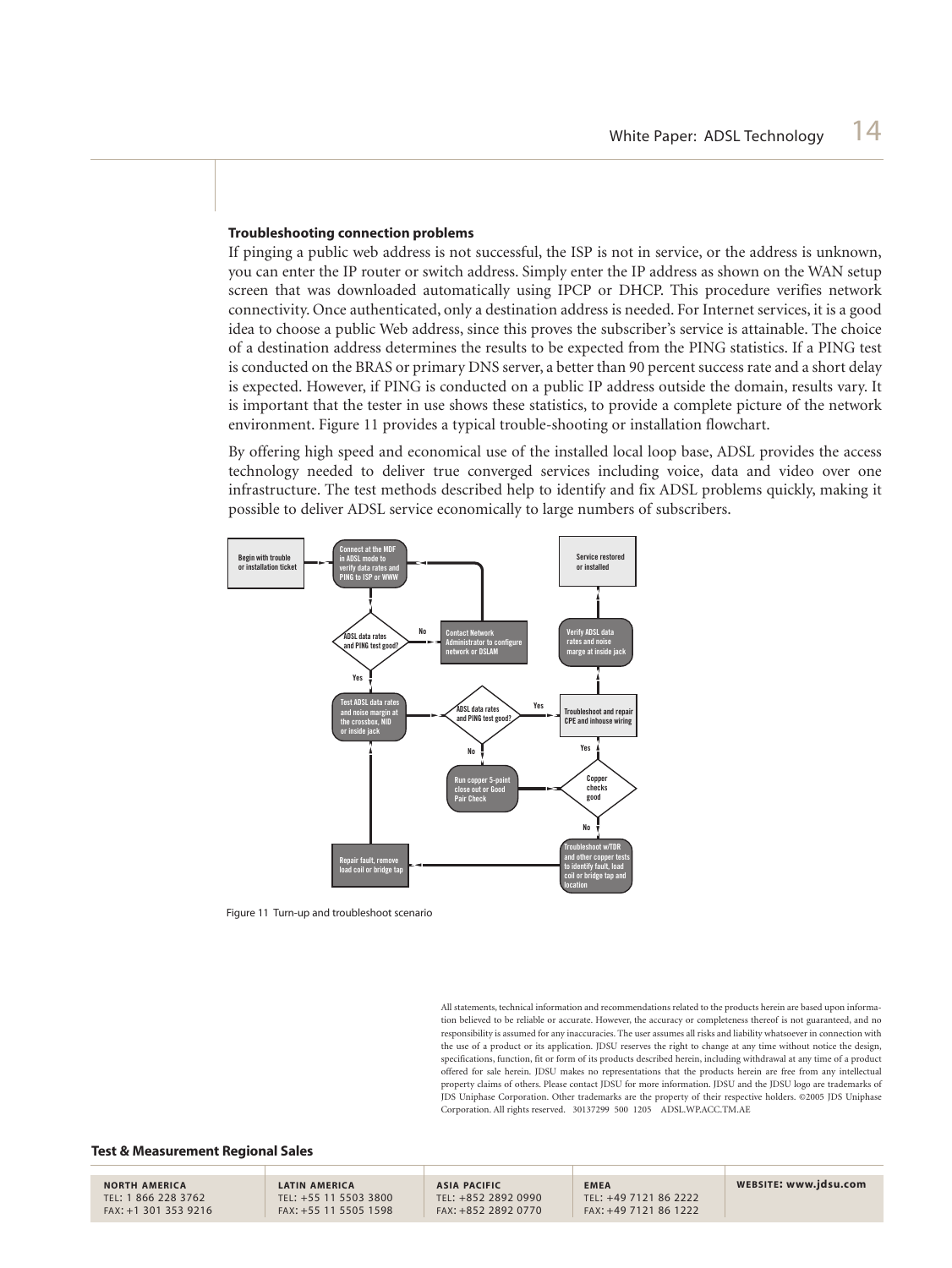### Troubleshooting connection problems

If pinging a public web address is not successful, the ISP is not in service, or the address is unknown, you can enter the IP router or switch address. Simply enter the IP address as shown on the WAN setup screen that was downloaded automatically using IPCP or DHCP. This procedure verifies network connectivity. Once authenticated, only a destination address is needed. For Internet services, it is a good idea to choose a public Web address, since this proves the subscriber's service is attainable. The choice of a destination address determines the results to be expected from the PING statistics. If a PING test is conducted on the BRAS or primary DNS server, a better than 90 percent success rate and a short delay is expected. However, if PING is conducted on a public IP address outside the domain, results vary. It is important that the tester in use shows these statistics, to provide a complete picture of the network environment. Figure 11 provides a typical trouble-shooting or installation flowchart.

By offering high speed and economical use of the installed local loop base, ADSL provides the access technology needed to deliver true converged services including voice, data and video over one infrastructure. The test methods described help to identify and fix ADSL problems quickly, making it possible to deliver ADSL service economically to large numbers of subscribers.

Begin with trouble or installation ticket

Connect at the MDF in ADSL mode to verify data rates and PING to ISP or WWW

ADSL data rates and PING test good?

No

Contact Network Administrator to configure network or DSLAM

Yes

Test ADSL data rates and noise margin at the crossbox, NID or inside jack

ADSL data rates and PING test good?

Yes

Troubleshoot and repair CPE and inhouse wiring

Verify ADSL data rates and noise marge at inside jack

Service restored or installed

No

Run copper 5-point close out or Good Pair Check

Copper checks good

Yes

No

Troubleshoot w/TDR and other copper tests to identify fault, load coil or bridge tap and location

Repair fault, remove load coil or bridge tap

Figure 11 Turn-up and troubleshoot scenario

All statements, technical information and recommendations related to the products herein are based upon information believed to be reliable or accurate. However, the accuracy or completeness thereof is not guaranteed, and no responsibility is assumed for any inaccuracies. The user assumes all risks and liability whatsoever in connection with the use of a product or its application. JDSU reserves the right to change at any time without notice the design, specifications, function, fit or form of its products described herein, including withdrawal at any time of a product offered for sale herein. JDSU makes no representations that the products herein are free from any intellectual property claims of others. Please contact JDSU for more information. JDSU and the JDSU logo are trademarks of JDS Uniphase Corporation. Other trademarks are the property of their respective holders. ©2005 JDS Uniphase Corporation. All rights reserved. 30137299 500 1205 ADSL.WP.ACC.TM.AE

**Test & Measurement Regional Sales**

| NORTH AMERICA | LATIN AMERICA | ASIA PACIFIC | EMEA | WEBSITE: www.jdsu.com |
|---|---|---|---|---|
| TEL: 1 866 228 3762 | TEL: +55 11 5503 3800 | TEL: +852 2892 0990 | TEL: +49 7121 86 2222 | |
| FAX: +1 301 353 9216 | FAX: +55 11 5505 1598 | FAX: +852 2892 0770 | FAX: +49 7121 86 1222 | |